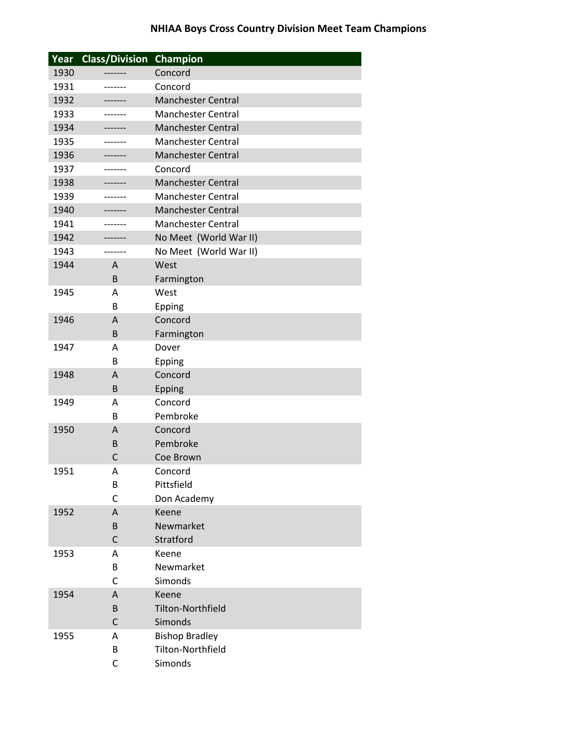# NHIAA Boys Cross Country Division Meet Team Champions

| Year | Class/Division | Champion |
|---|---|---|
| 1930 | ------- | Concord |
| 1931 | ------- | Concord |
| 1932 | ------- | Manchester Central |
| 1933 | ------- | Manchester Central |
| 1934 | ------- | Manchester Central |
| 1935 | ------- | Manchester Central |
| 1936 | ------- | Manchester Central |
| 1937 | ------- | Concord |
| 1938 | ------- | Manchester Central |
| 1939 | ------- | Manchester Central |
| 1940 | ------- | Manchester Central |
| 1941 | ------- | Manchester Central |
| 1942 | ------- | No Meet (World War II) |
| 1943 | ------- | No Meet (World War II) |
| 1944 | A | West |
| | B | Farmington |
| 1945 | A | West |
| | B | Epping |
| 1946 | A | Concord |
| | B | Farmington |
| 1947 | A | Dover |
| | B | Epping |
| 1948 | A | Concord |
| | B | Epping |
| 1949 | A | Concord |
| | B | Pembroke |
| 1950 | A | Concord |
| | B | Pembroke |
| | C | Coe Brown |
| 1951 | A | Concord |
| | B | Pittsfield |
| | C | Don Academy |
| 1952 | A | Keene |
| | B | Newmarket |
| | C | Stratford |
| 1953 | A | Keene |
| | B | Newmarket |
| | C | Simonds |
| 1954 | A | Keene |
| | B | Tilton-Northfield |
| | C | Simonds |
| 1955 | A | Bishop Bradley |
| | B | Tilton-Northfield |
| | C | Simonds |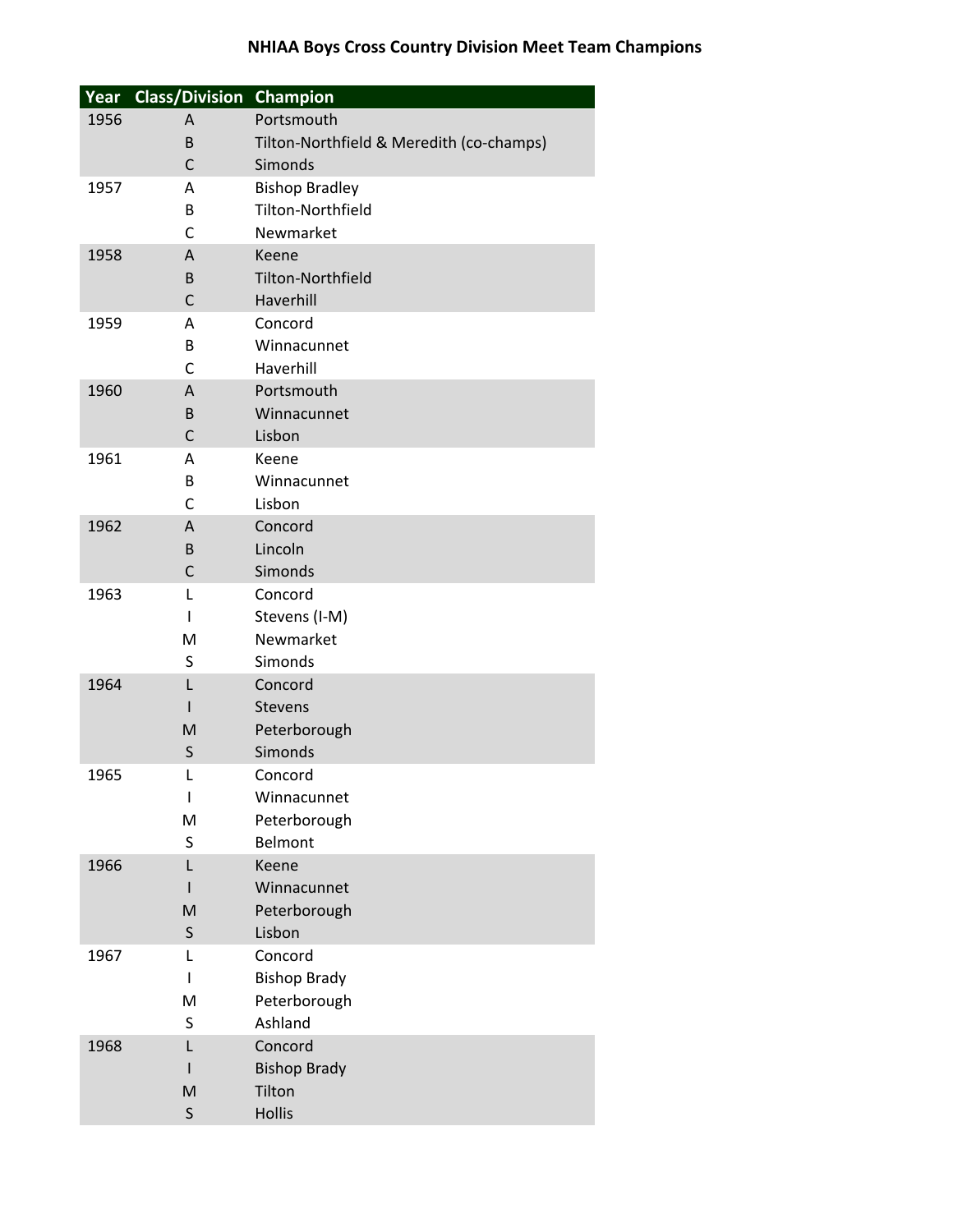# NHIAA Boys Cross Country Division Meet Team Champions

| Year | Class/Division | Champion |
|---|---|---|
| 1956 | A | Portsmouth |
| | B | Tilton-Northfield & Meredith (co-champs) |
| | C | Simonds |
| 1957 | A | Bishop Bradley |
| | B | Tilton-Northfield |
| | C | Newmarket |
| 1958 | A | Keene |
| | B | Tilton-Northfield |
| | C | Haverhill |
| 1959 | A | Concord |
| | B | Winnacunnet |
| | C | Haverhill |
| 1960 | A | Portsmouth |
| | B | Winnacunnet |
| | C | Lisbon |
| 1961 | A | Keene |
| | B | Winnacunnet |
| | C | Lisbon |
| 1962 | A | Concord |
| | B | Lincoln |
| | C | Simonds |
| 1963 | L | Concord |
| | I | Stevens (I-M) |
| | M | Newmarket |
| | S | Simonds |
| 1964 | L | Concord |
| | I | Stevens |
| | M | Peterborough |
| | S | Simonds |
| 1965 | L | Concord |
| | I | Winnacunnet |
| | M | Peterborough |
| | S | Belmont |
| 1966 | L | Keene |
| | I | Winnacunnet |
| | M | Peterborough |
| | S | Lisbon |
| 1967 | L | Concord |
| | I | Bishop Brady |
| | M | Peterborough |
| | S | Ashland |
| 1968 | L | Concord |
| | I | Bishop Brady |
| | M | Tilton |
| | S | Hollis |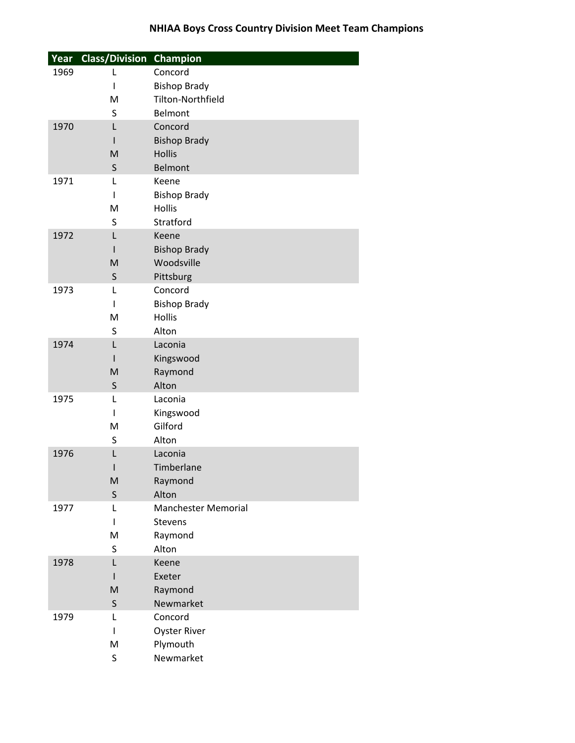# NHIAA Boys Cross Country Division Meet Team Champions

| Year | Class/Division | Champion |
|---|---|---|
| 1969 | L | Concord |
| | I | Bishop Brady |
| | M | Tilton-Northfield |
| | S | Belmont |
| 1970 | L | Concord |
| | I | Bishop Brady |
| | M | Hollis |
| | S | Belmont |
| 1971 | L | Keene |
| | I | Bishop Brady |
| | M | Hollis |
| | S | Stratford |
| 1972 | L | Keene |
| | I | Bishop Brady |
| | M | Woodsville |
| | S | Pittsburg |
| 1973 | L | Concord |
| | I | Bishop Brady |
| | M | Hollis |
| | S | Alton |
| 1974 | L | Laconia |
| | I | Kingswood |
| | M | Raymond |
| | S | Alton |
| 1975 | L | Laconia |
| | I | Kingswood |
| | M | Gilford |
| | S | Alton |
| 1976 | L | Laconia |
| | I | Timberlane |
| | M | Raymond |
| | S | Alton |
| 1977 | L | Manchester Memorial |
| | I | Stevens |
| | M | Raymond |
| | S | Alton |
| 1978 | L | Keene |
| | I | Exeter |
| | M | Raymond |
| | S | Newmarket |
| 1979 | L | Concord |
| | I | Oyster River |
| | M | Plymouth |
| | S | Newmarket |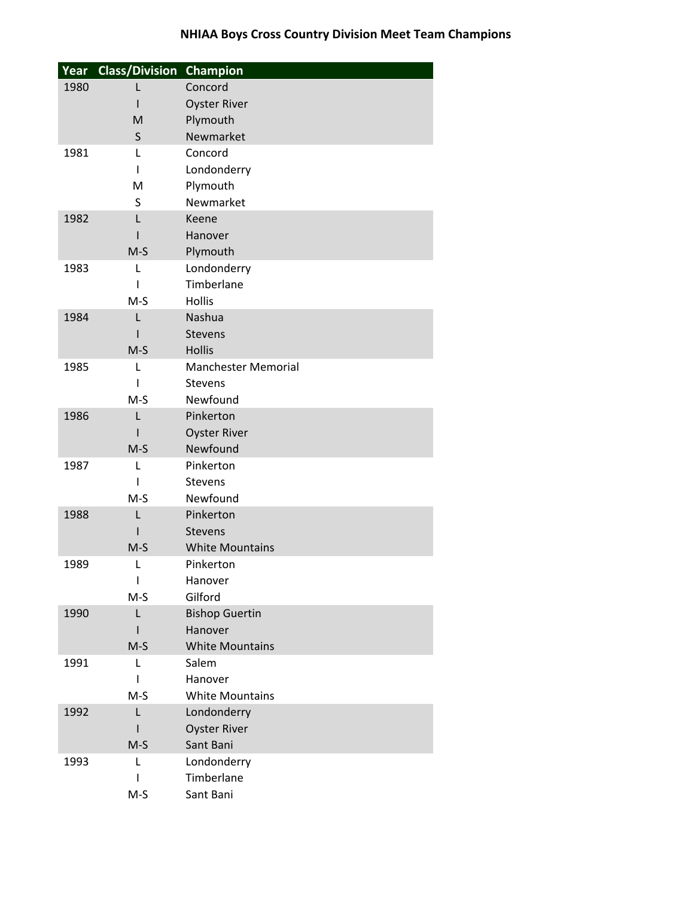**NHIAA Boys Cross Country Division Meet Team Champions**

| Year | Class/Division | Champion |
|---|---|---|
| 1980 | L | Concord |
| | I | Oyster River |
| | M | Plymouth |
| | S | Newmarket |
| 1981 | L | Concord |
| | I | Londonderry |
| | M | Plymouth |
| | S | Newmarket |
| 1982 | L | Keene |
| | I | Hanover |
| | M-S | Plymouth |
| 1983 | L | Londonderry |
| | I | Timberlane |
| | M-S | Hollis |
| 1984 | L | Nashua |
| | I | Stevens |
| | M-S | Hollis |
| 1985 | L | Manchester Memorial |
| | I | Stevens |
| | M-S | Newfound |
| 1986 | L | Pinkerton |
| | I | Oyster River |
| | M-S | Newfound |
| 1987 | L | Pinkerton |
| | I | Stevens |
| | M-S | Newfound |
| 1988 | L | Pinkerton |
| | I | Stevens |
| | M-S | White Mountains |
| 1989 | L | Pinkerton |
| | I | Hanover |
| | M-S | Gilford |
| 1990 | L | Bishop Guertin |
| | I | Hanover |
| | M-S | White Mountains |
| 1991 | L | Salem |
| | I | Hanover |
| | M-S | White Mountains |
| 1992 | L | Londonderry |
| | I | Oyster River |
| | M-S | Sant Bani |
| 1993 | L | Londonderry |
| | I | Timberlane |
| | M-S | Sant Bani |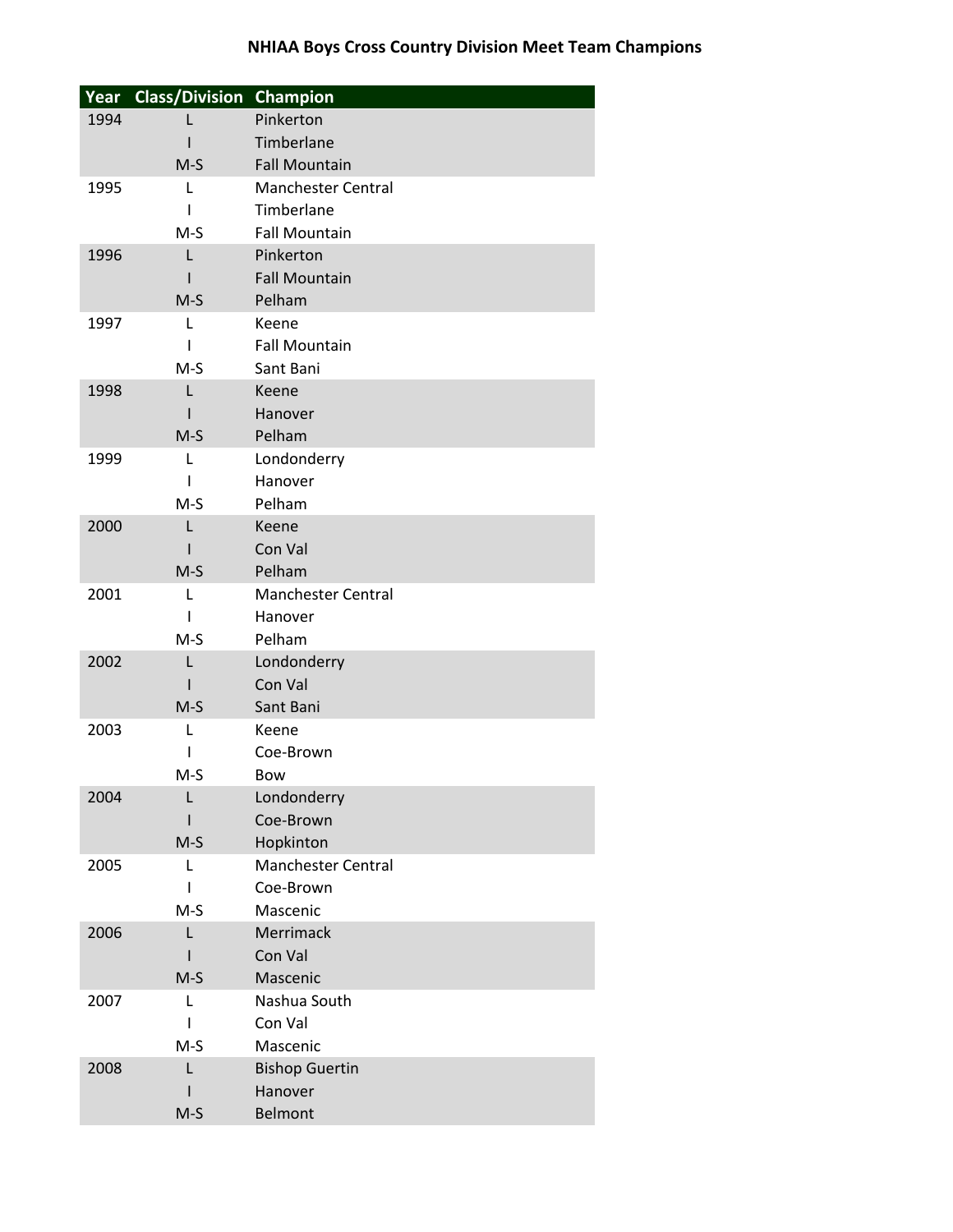# NHIAA Boys Cross Country Division Meet Team Champions

| Year | Class/Division | Champion |
|---|---|---|
| 1994 | L | Pinkerton |
| | I | Timberlane |
| | M-S | Fall Mountain |
| 1995 | L | Manchester Central |
| | I | Timberlane |
| | M-S | Fall Mountain |
| 1996 | L | Pinkerton |
| | I | Fall Mountain |
| | M-S | Pelham |
| 1997 | L | Keene |
| | I | Fall Mountain |
| | M-S | Sant Bani |
| 1998 | L | Keene |
| | I | Hanover |
| | M-S | Pelham |
| 1999 | L | Londonderry |
| | I | Hanover |
| | M-S | Pelham |
| 2000 | L | Keene |
| | I | Con Val |
| | M-S | Pelham |
| 2001 | L | Manchester Central |
| | I | Hanover |
| | M-S | Pelham |
| 2002 | L | Londonderry |
| | I | Con Val |
| | M-S | Sant Bani |
| 2003 | L | Keene |
| | I | Coe-Brown |
| | M-S | Bow |
| 2004 | L | Londonderry |
| | I | Coe-Brown |
| | M-S | Hopkinton |
| 2005 | L | Manchester Central |
| | I | Coe-Brown |
| | M-S | Mascenic |
| 2006 | L | Merrimack |
| | I | Con Val |
| | M-S | Mascenic |
| 2007 | L | Nashua South |
| | I | Con Val |
| | M-S | Mascenic |
| 2008 | L | Bishop Guertin |
| | I | Hanover |
| | M-S | Belmont |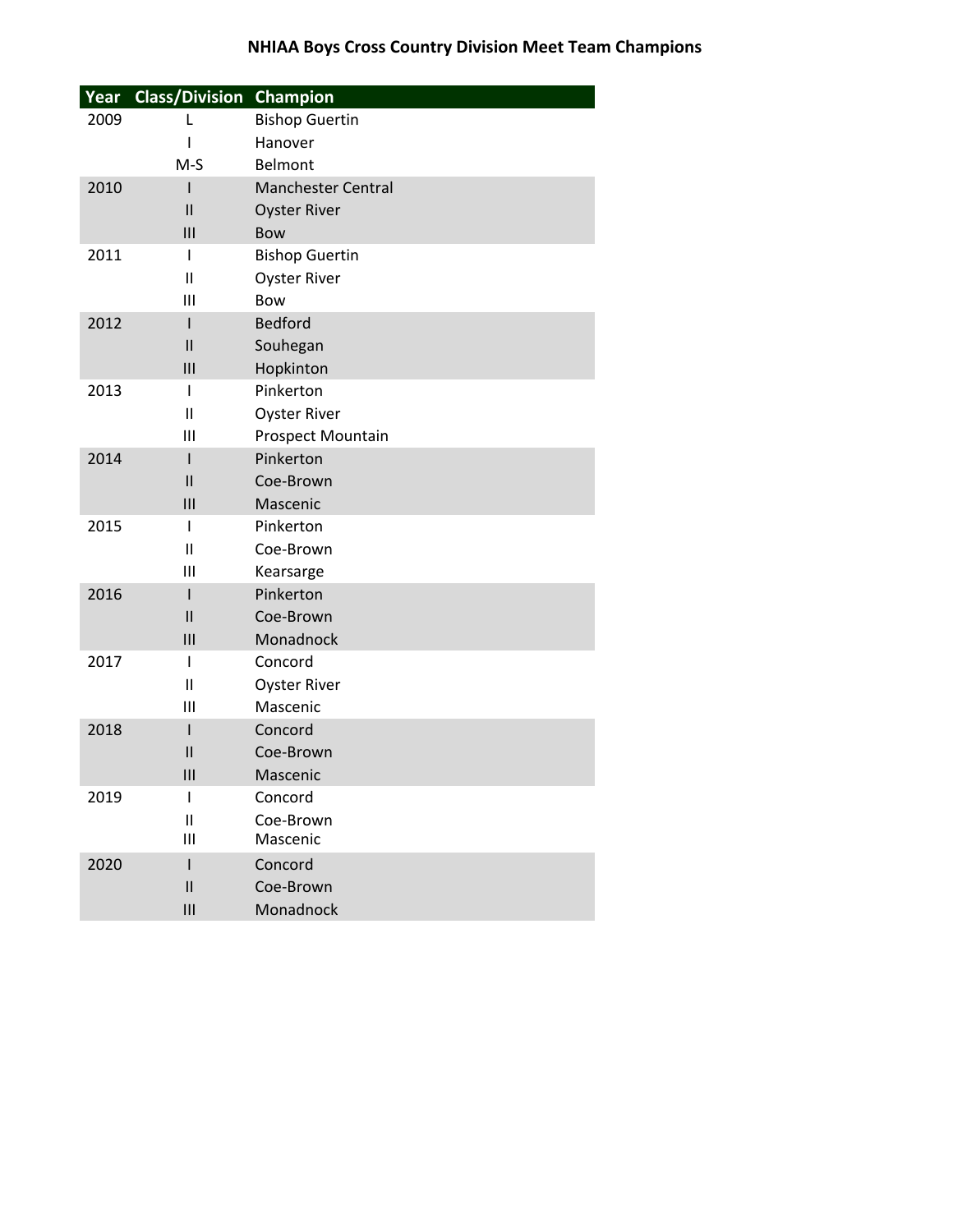# NHIAA Boys Cross Country Division Meet Team Champions

| Year | Class/Division | Champion |
|---|---|---|
| 2009 | L | Bishop Guertin |
| | I | Hanover |
| | M-S | Belmont |
| 2010 | I | Manchester Central |
| | II | Oyster River |
| | III | Bow |
| 2011 | I | Bishop Guertin |
| | II | Oyster River |
| | III | Bow |
| 2012 | I | Bedford |
| | II | Souhegan |
| | III | Hopkinton |
| 2013 | I | Pinkerton |
| | II | Oyster River |
| | III | Prospect Mountain |
| 2014 | I | Pinkerton |
| | II | Coe-Brown |
| | III | Mascenic |
| 2015 | I | Pinkerton |
| | II | Coe-Brown |
| | III | Kearsarge |
| 2016 | I | Pinkerton |
| | II | Coe-Brown |
| | III | Monadnock |
| 2017 | I | Concord |
| | II | Oyster River |
| | III | Mascenic |
| 2018 | I | Concord |
| | II | Coe-Brown |
| | III | Mascenic |
| 2019 | I | Concord |
| | II | Coe-Brown |
| | III | Mascenic |
| 2020 | I | Concord |
| | II | Coe-Brown |
| | III | Monadnock |